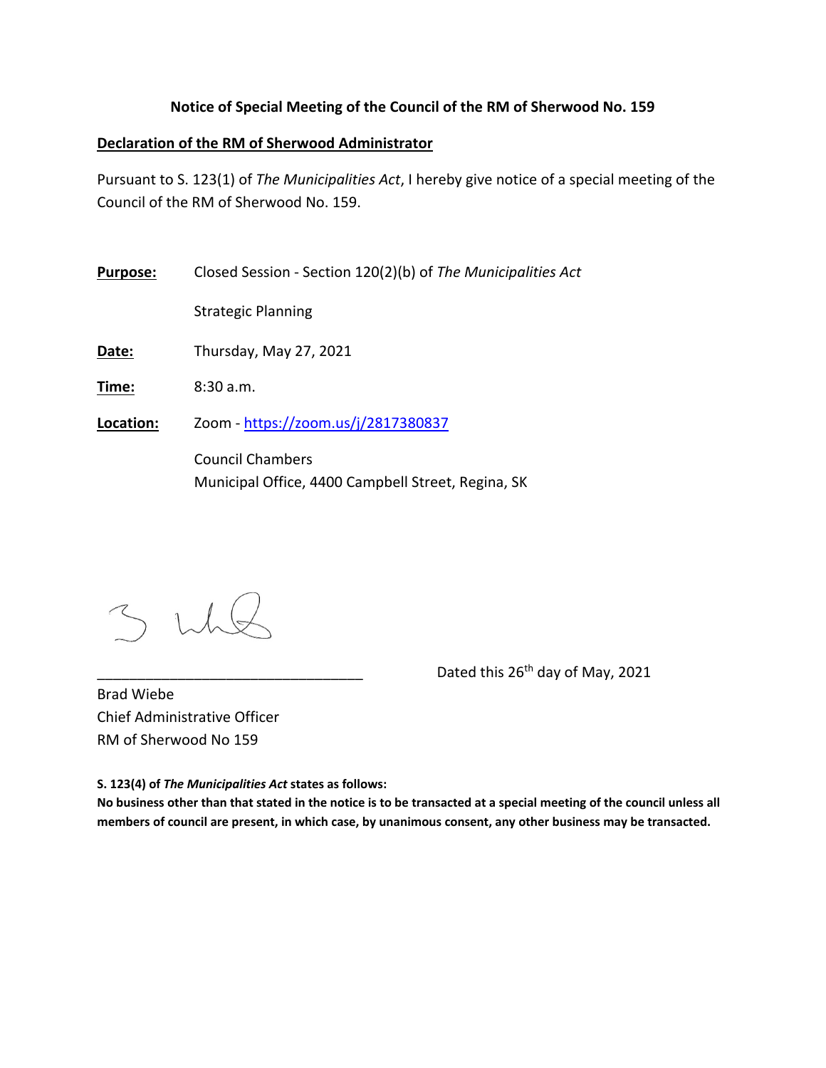# Notice of Special Meeting of the Council of the RM of Sherwood No. 159

## Declaration of the RM of Sherwood Administrator

Pursuant to S. 123(1) of *The Municipalities Act*, I hereby give notice of a special meeting of the Council of the RM of Sherwood No. 159.

**Purpose:** Closed Session - Section 120(2)(b) of *The Municipalities Act*

Strategic Planning

**Date:** Thursday, May 27, 2021

**Time:** 8:30 a.m.

**Location:** Zoom - https://zoom.us/j/2817380837

Council Chambers
Municipal Office, 4400 Campbell Street, Regina, SK

________________________________ Dated this 26th day of May, 2021

Brad Wiebe
Chief Administrative Officer
RM of Sherwood No 159

**S. 123(4) of *The Municipalities Act* states as follows:**
**No business other than that stated in the notice is to be transacted at a special meeting of the council unless all members of council are present, in which case, by unanimous consent, any other business may be transacted.**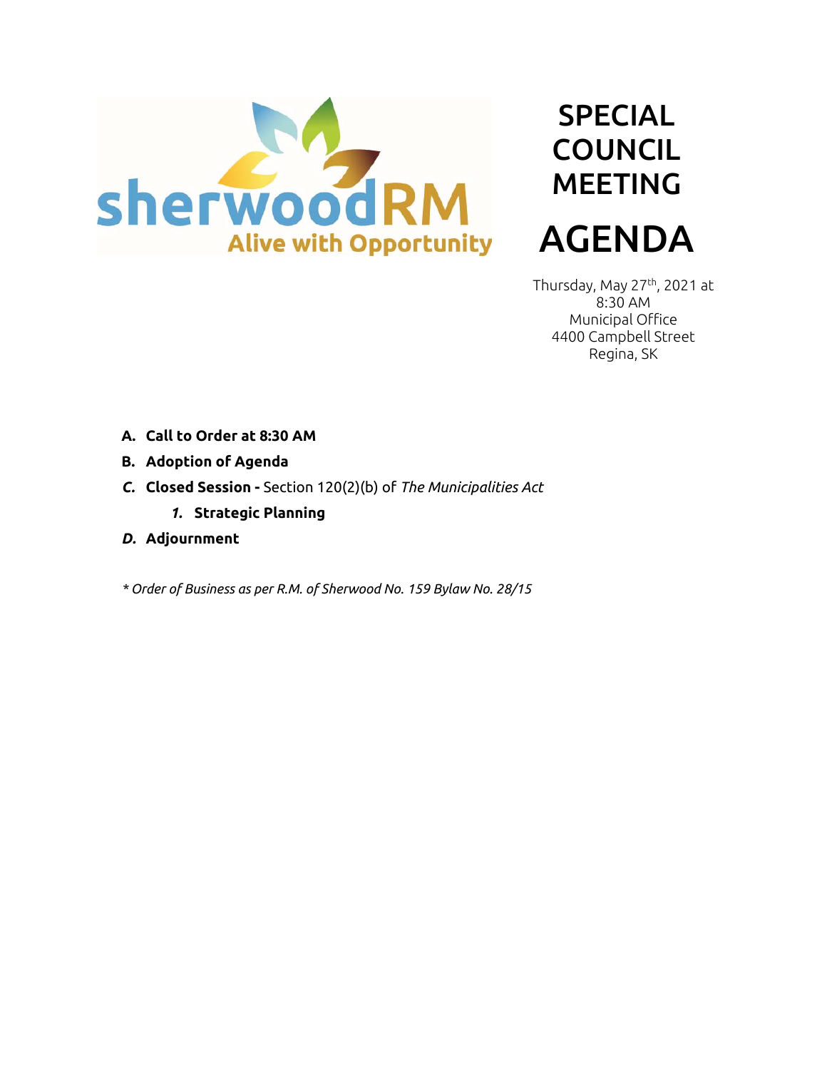sherwoodRM

Alive with Opportunity

# SPECIAL COUNCIL MEETING

# AGENDA

Thursday, May 27th, 2021 at 8:30 AM
Municipal Office
4400 Campbell Street
Regina, SK

**A. Call to Order at 8:30 AM**

**B. Adoption of Agenda**

***C.*** **Closed Session -** Section 120(2)(b) of *The Municipalities Act*

  ***1.*** **Strategic Planning**

***D.*** **Adjournment**

*\* Order of Business as per R.M. of Sherwood No. 159 Bylaw No. 28/15*